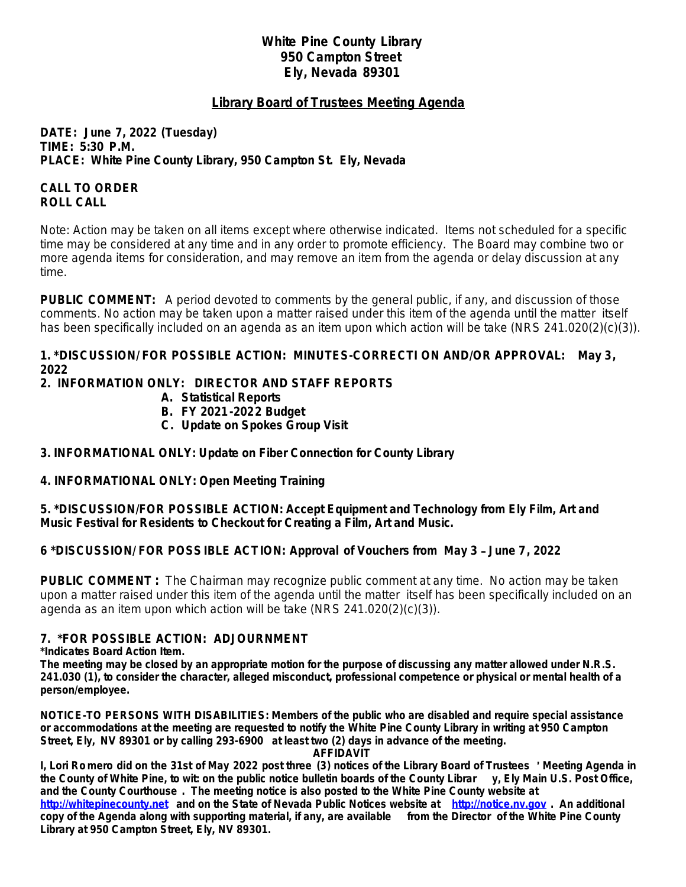# White Pine County Library
## 950 Campton Street
## Ely, Nevada 89301

## Library Board of Trustees Meeting Agenda

**DATE: June 7, 2022 (Tuesday)**
**TIME: 5:30 P.M.**
**PLACE: White Pine County Library, 950 Campton St. Ely, Nevada**

**CALL TO ORDER**
**ROLL CALL**

Note: Action may be taken on all items except where otherwise indicated. Items not scheduled for a specific time may be considered at any time and in any order to promote efficiency. The Board may combine two or more agenda items for consideration, and may remove an item from the agenda or delay discussion at any time.

**PUBLIC COMMENT:** A period devoted to comments by the general public, if any, and discussion of those comments. No action may be taken upon a matter raised under this item of the agenda until the matter itself has been specifically included on an agenda as an item upon which action will be take (NRS 241.020(2)(c)(3)).

**1. *DISCUSSION/ FOR POSSIBLE ACTION: MINUTES-CORRECTI ON AND/OR APPROVAL: May 3, 2022**

**2. INFORMATION ONLY: DIRECTOR AND STAFF REPORTS**
- **A. Statistical Reports**
- **B. FY 2021-2022 Budget**
- **C. Update on Spokes Group Visit**

**3. INFORMATIONAL ONLY: Update on Fiber Connection for County Library**

**4. INFORMATIONAL ONLY: Open Meeting Training**

**5. *DISCUSSION/FOR POSSIBLE ACTION: Accept Equipment and Technology from Ely Film, Art and Music Festival for Residents to Checkout for Creating a Film, Art and Music.**

**6 *DISCUSSION/ FOR POSSIBLE ACTION: Approval of Vouchers from May 3 – June 7, 2022**

**PUBLIC COMMENT :** The Chairman may recognize public comment at any time. No action may be taken upon a matter raised under this item of the agenda until the matter itself has been specifically included on an agenda as an item upon which action will be take (NRS 241.020(2)(c)(3)).

**7. *FOR POSSIBLE ACTION: ADJOURNMENT**

***Indicates Board Action Item.**

**The meeting may be closed by an appropriate motion for the purpose of discussing any matter allowed under N.R.S. 241.030 (1), to consider the character, alleged misconduct, professional competence or physical or mental health of a person/employee.**

**NOTICE-TO PERSONS WITH DISABILITIES: Members of the public who are disabled and require special assistance or accommodations at the meeting are requested to notify the White Pine County Library in writing at 950 Campton Street, Ely, NV 89301 or by calling 293-6900 at least two (2) days in advance of the meeting.**

**AFFIDAVIT**

**I, Lori Romero did on the 31st of May 2022 post three (3) notices of the Library Board of Trustees' Meeting Agenda in the County of White Pine, to wit: on the public notice bulletin boards of the County Library, Ely Main U.S. Post Office, and the County Courthouse. The meeting notice is also posted to the White Pine County website at http://whitepinecounty.net and on the State of Nevada Public Notices website at http://notice.nv.gov. An additional copy of the Agenda along with supporting material, if any, are available from the Director of the White Pine County Library at 950 Campton Street, Ely, NV 89301.**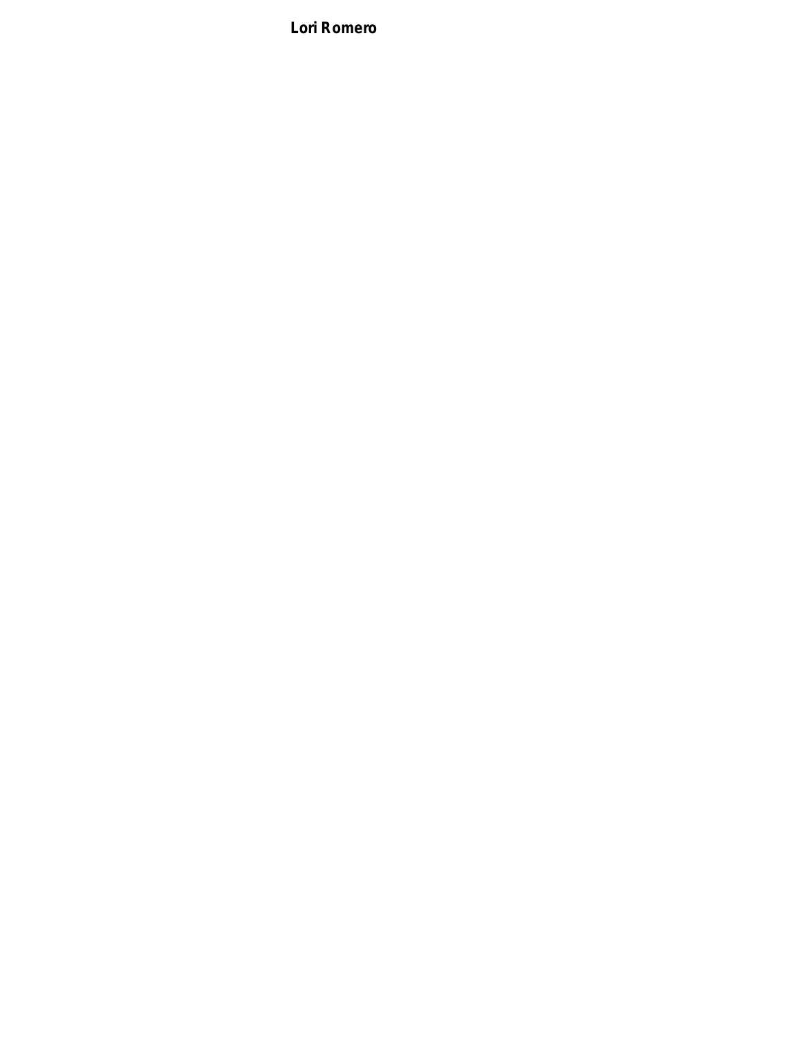**Lori Romero**